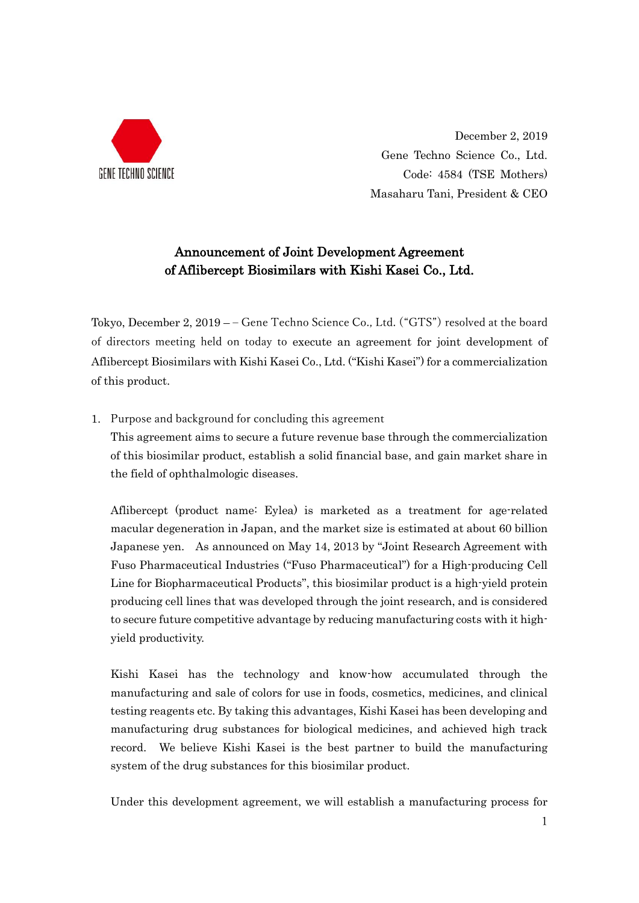December 2, 2019
Gene Techno Science Co., Ltd.
Code: 4584 (TSE Mothers)
Masaharu Tani, President & CEO

# Announcement of Joint Development Agreement of Aflibercept Biosimilars with Kishi Kasei Co., Ltd.

Tokyo, December 2, 2019 – – Gene Techno Science Co., Ltd. ("GTS") resolved at the board of directors meeting held on today to execute an agreement for joint development of Aflibercept Biosimilars with Kishi Kasei Co., Ltd. ("Kishi Kasei") for a commercialization of this product.

1. Purpose and background for concluding this agreement

   This agreement aims to secure a future revenue base through the commercialization of this biosimilar product, establish a solid financial base, and gain market share in the field of ophthalmologic diseases.

   Aflibercept (product name: Eylea) is marketed as a treatment for age-related macular degeneration in Japan, and the market size is estimated at about 60 billion Japanese yen. As announced on May 14, 2013 by "Joint Research Agreement with Fuso Pharmaceutical Industries ("Fuso Pharmaceutical") for a High-producing Cell Line for Biopharmaceutical Products", this biosimilar product is a high-yield protein producing cell lines that was developed through the joint research, and is considered to secure future competitive advantage by reducing manufacturing costs with it high-yield productivity.

   Kishi Kasei has the technology and know-how accumulated through the manufacturing and sale of colors for use in foods, cosmetics, medicines, and clinical testing reagents etc. By taking this advantages, Kishi Kasei has been developing and manufacturing drug substances for biological medicines, and achieved high track record. We believe Kishi Kasei is the best partner to build the manufacturing system of the drug substances for this biosimilar product.

   Under this development agreement, we will establish a manufacturing process for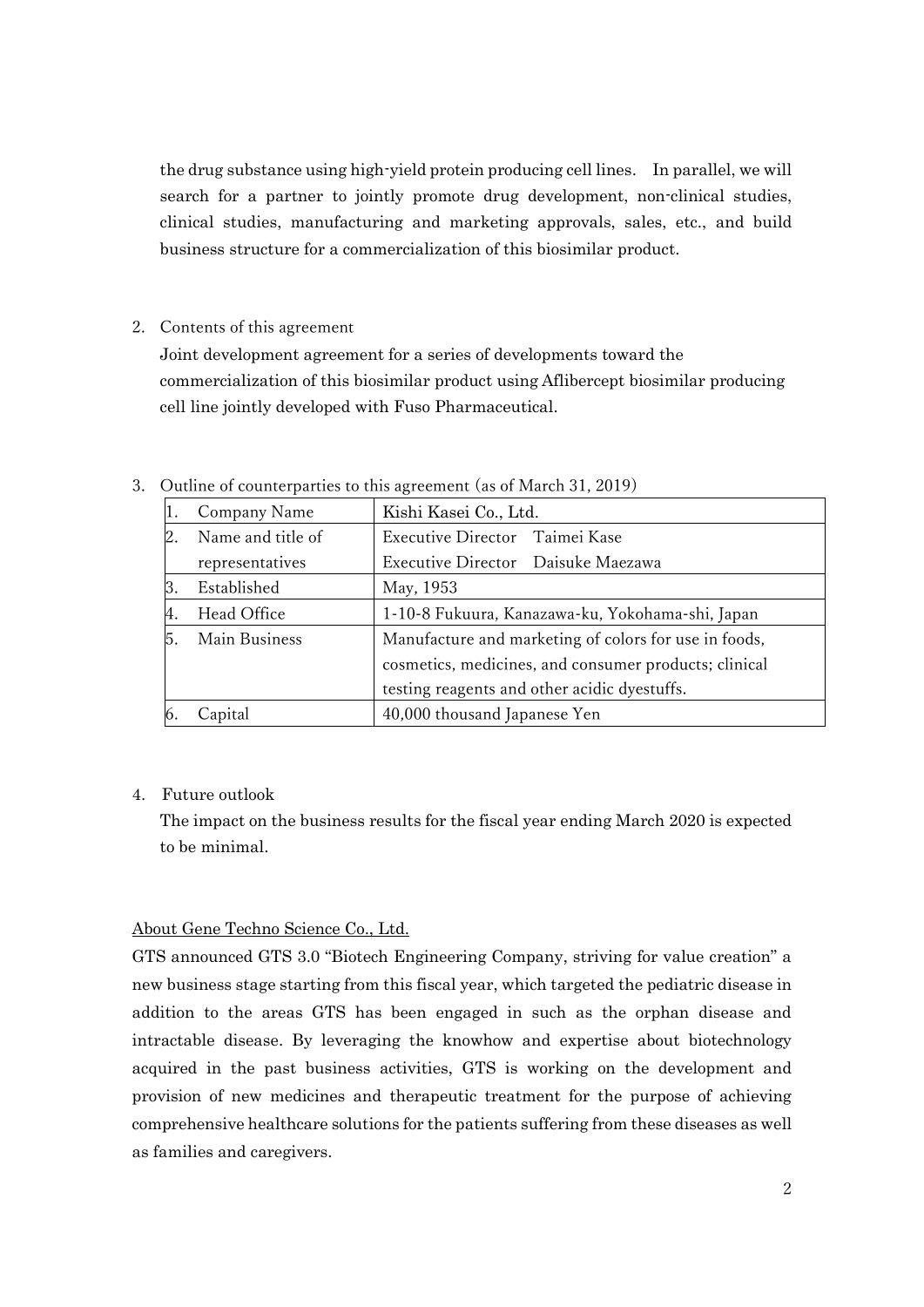the drug substance using high-yield protein producing cell lines. In parallel, we will search for a partner to jointly promote drug development, non-clinical studies, clinical studies, manufacturing and marketing approvals, sales, etc., and build business structure for a commercialization of this biosimilar product.

2. Contents of this agreement

   Joint development agreement for a series of developments toward the commercialization of this biosimilar product using Aflibercept biosimilar producing cell line jointly developed with Fuso Pharmaceutical.

3. Outline of counterparties to this agreement (as of March 31, 2019)

| | |
|---|---|
| 1. Company Name | Kishi Kasei Co., Ltd. |
| 2. Name and title of representatives | Executive Director Taimei Kase<br>Executive Director Daisuke Maezawa |
| 3. Established | May, 1953 |
| 4. Head Office | 1-10-8 Fukuura, Kanazawa-ku, Yokohama-shi, Japan |
| 5. Main Business | Manufacture and marketing of colors for use in foods, cosmetics, medicines, and consumer products; clinical testing reagents and other acidic dyestuffs. |
| 6. Capital | 40,000 thousand Japanese Yen |

4. Future outlook

   The impact on the business results for the fiscal year ending March 2020 is expected to be minimal.

<u>About Gene Techno Science Co., Ltd.</u>

GTS announced GTS 3.0 "Biotech Engineering Company, striving for value creation" a new business stage starting from this fiscal year, which targeted the pediatric disease in addition to the areas GTS has been engaged in such as the orphan disease and intractable disease. By leveraging the knowhow and expertise about biotechnology acquired in the past business activities, GTS is working on the development and provision of new medicines and therapeutic treatment for the purpose of achieving comprehensive healthcare solutions for the patients suffering from these diseases as well as families and caregivers.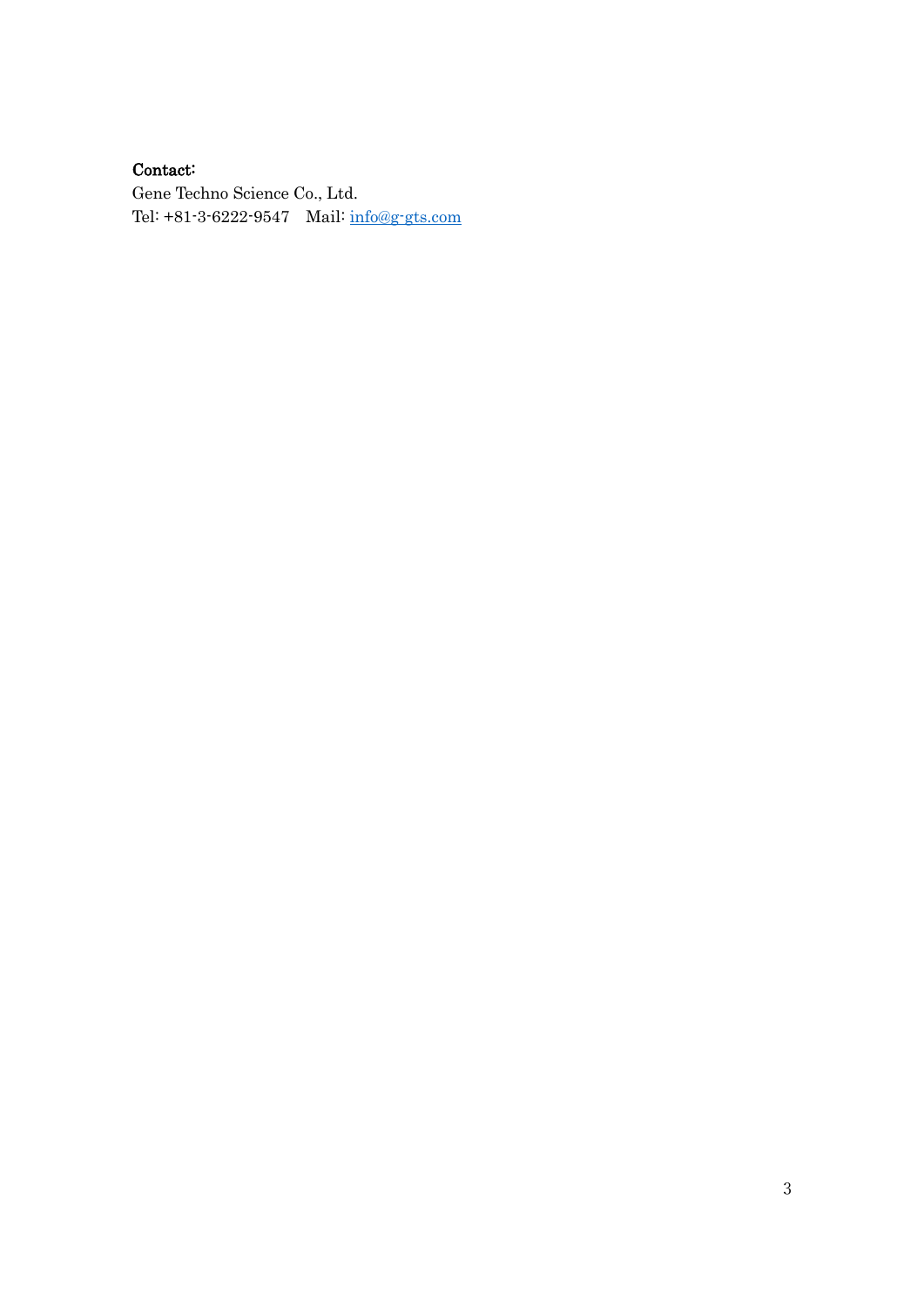**Contact:**
Gene Techno Science Co., Ltd.
Tel: +81-3-6222-9547　Mail: info@g-gts.com